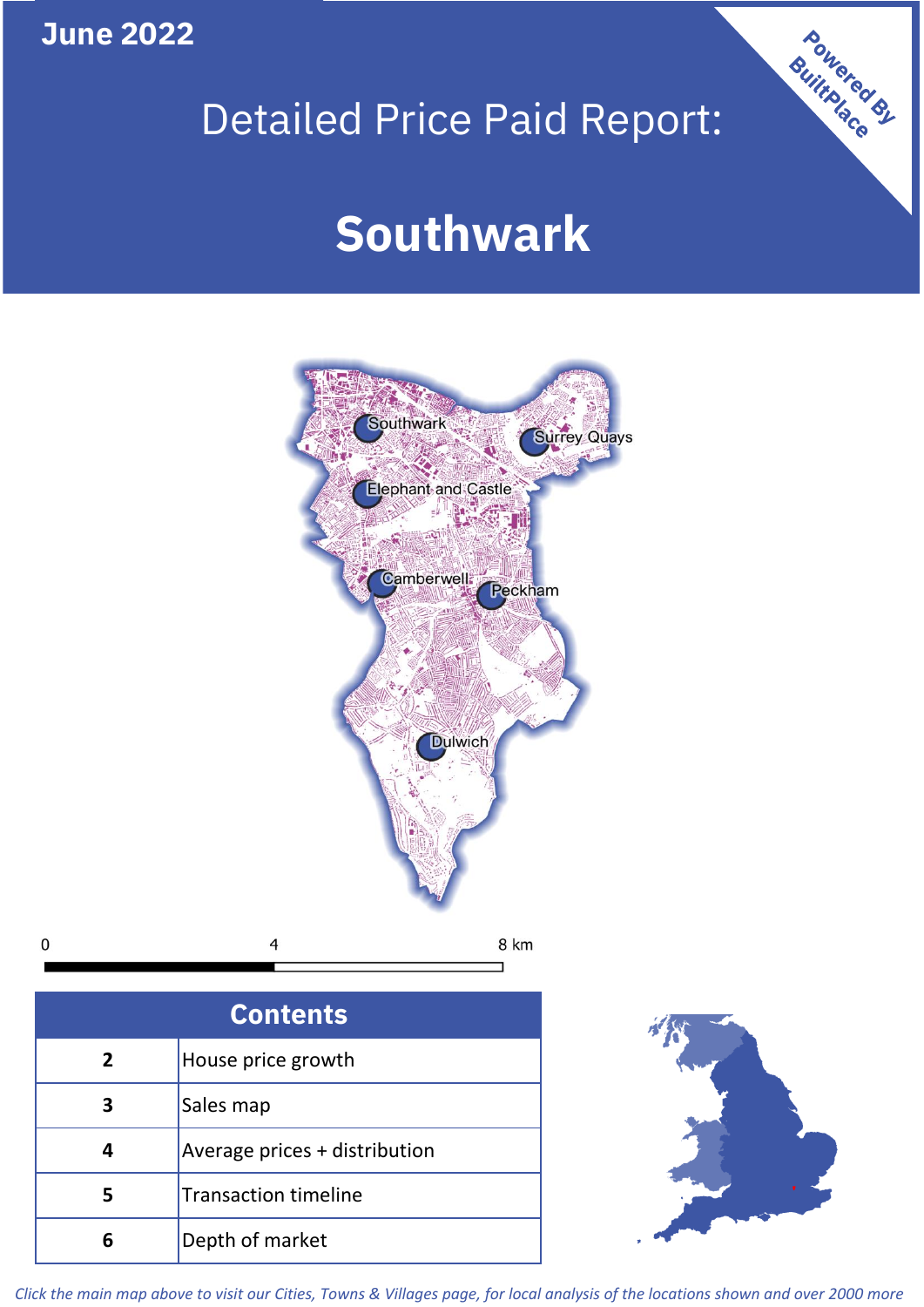June 2022

# Detailed Price Paid Report:

# Southwark

Powered By BuiltPlace

| Contents | |
|---|---|
| 2 | House price growth |
| 3 | Sales map |
| 4 | Average prices + distribution |
| 5 | Transaction timeline |
| 6 | Depth of market |

*Click the main map above to visit our Cities, Towns & Villages page, for local analysis of the locations shown and over 2000 more*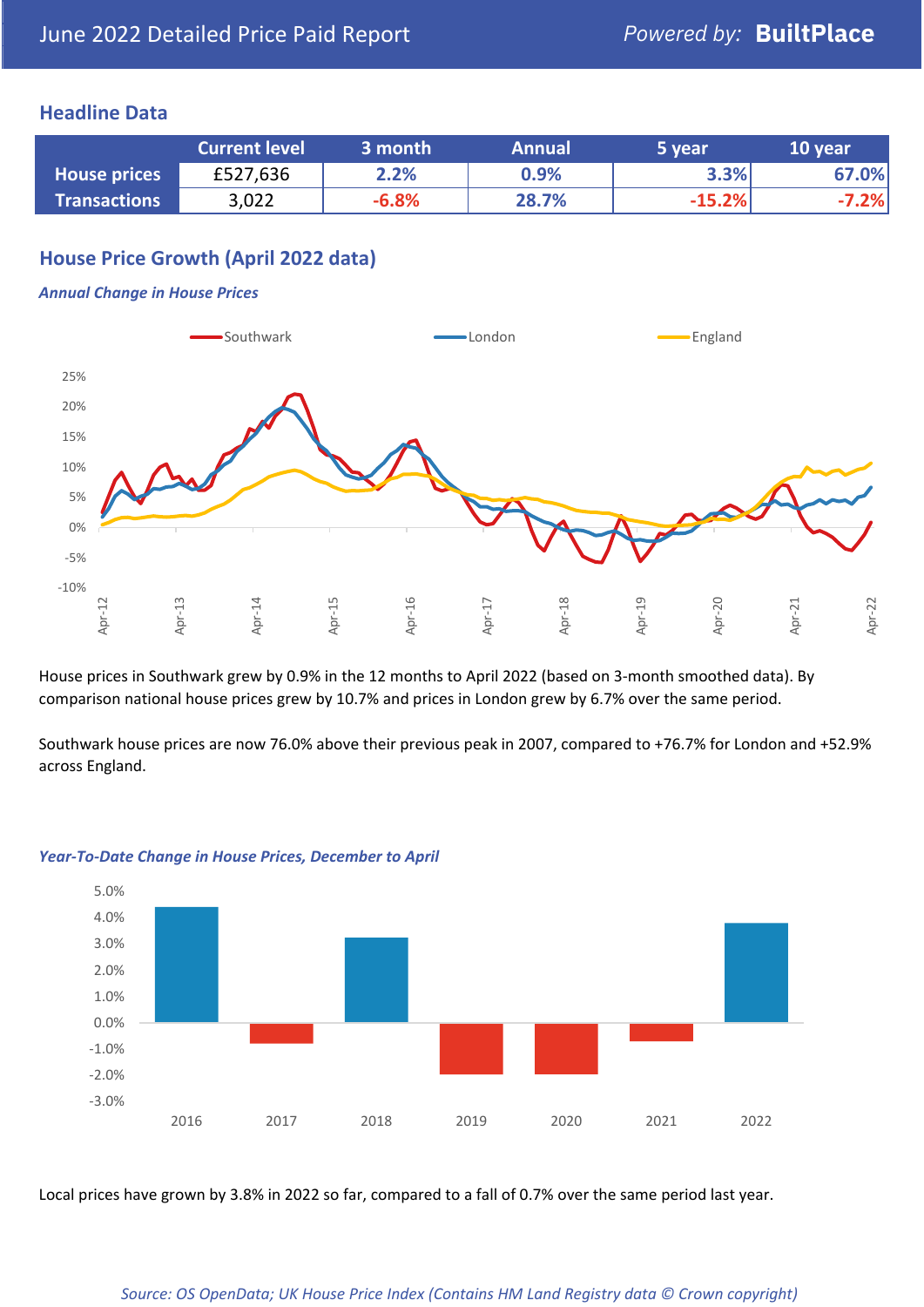# June 2022 Detailed Price Paid Report

Powered by: **BuiltPlace**

## Headline Data

| | Current level | 3 month | Annual | 5 year | 10 year |
|---|---|---|---|---|---|
| **House prices** | £527,636 | 2.2% | 0.9% | 3.3% | 67.0% |
| **Transactions** | 3,022 | -6.8% | 28.7% | -15.2% | -7.2% |

## House Price Growth (April 2022 data)

***Annual Change in House Prices***

House prices in Southwark grew by 0.9% in the 12 months to April 2022 (based on 3-month smoothed data). By comparison national house prices grew by 10.7% and prices in London grew by 6.7% over the same period.

Southwark house prices are now 76.0% above their previous peak in 2007, compared to +76.7% for London and +52.9% across England.

***Year-To-Date Change in House Prices, December to April***

Local prices have grown by 3.8% in 2022 so far, compared to a fall of 0.7% over the same period last year.

*Source: OS OpenData; UK House Price Index (Contains HM Land Registry data © Crown copyright)*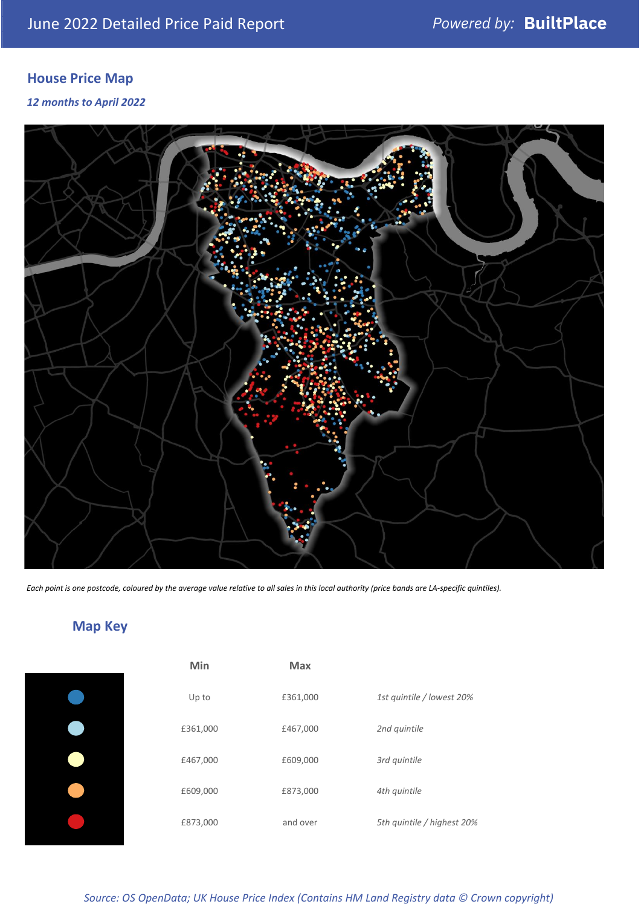June 2022 Detailed Price Paid Report

## House Price Map

*12 months to April 2022*

*Each point is one postcode, coloured by the average value relative to all sales in this local authority (price bands are LA-specific quintiles).*

## Map Key

| | Min | Max | |
|---|---|---|---|
| Dark blue | Up to | £361,000 | *1st quintile / lowest 20%* |
| Light blue | £361,000 | £467,000 | *2nd quintile* |
| Pale yellow | £467,000 | £609,000 | *3rd quintile* |
| Orange | £609,000 | £873,000 | *4th quintile* |
| Red | £873,000 | and over | *5th quintile / highest 20%* |

*Source: OS OpenData; UK House Price Index (Contains HM Land Registry data © Crown copyright)*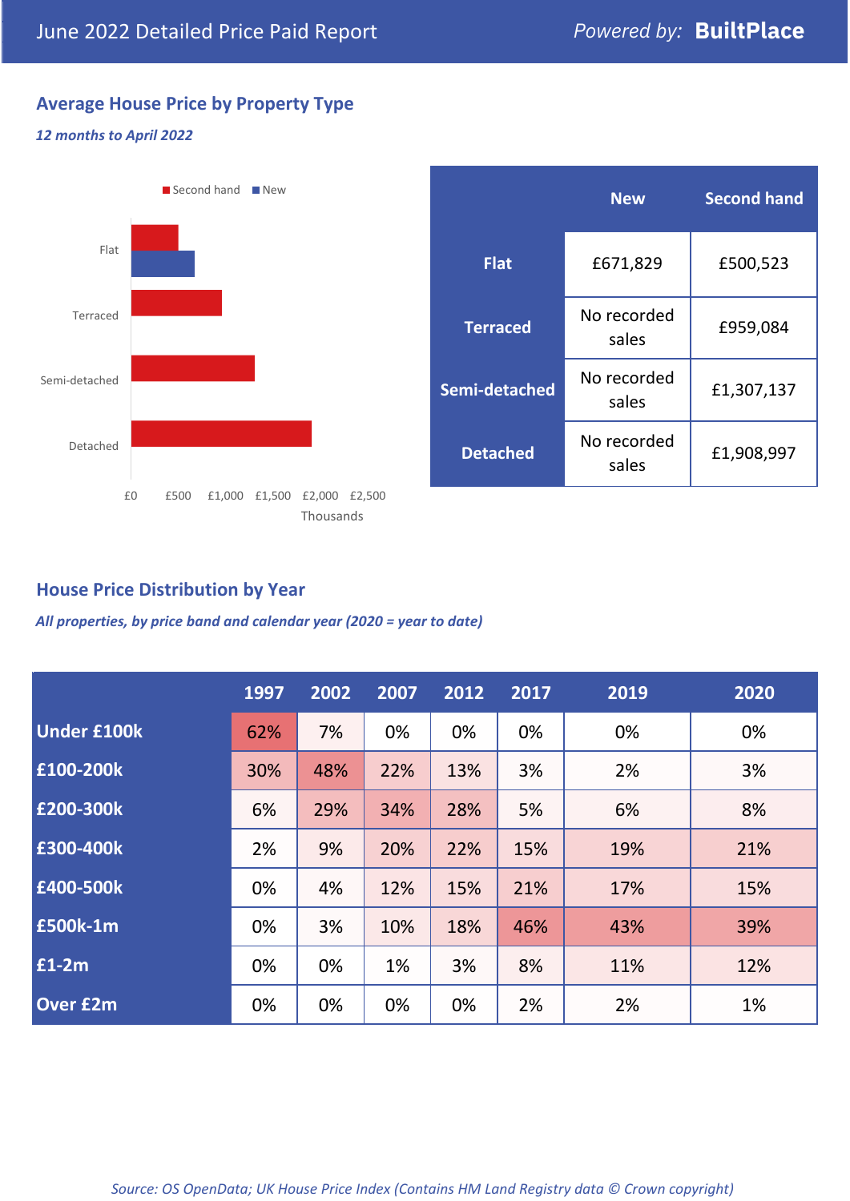June 2022 Detailed Price Paid Report

*Powered by:* **BuiltPlace**

## Average House Price by Property Type

***12 months to April 2022***

|  | New | Second hand |
|---|---|---|
| **Flat** | £671,829 | £500,523 |
| **Terraced** | No recorded sales | £959,084 |
| **Semi-detached** | No recorded sales | £1,307,137 |
| **Detached** | No recorded sales | £1,908,997 |

## House Price Distribution by Year

***All properties, by price band and calendar year (2020 = year to date)***

|  | 1997 | 2002 | 2007 | 2012 | 2017 | 2019 | 2020 |
|---|---|---|---|---|---|---|---|
| **Under £100k** | 62% | 7% | 0% | 0% | 0% | 0% | 0% |
| **£100-200k** | 30% | 48% | 22% | 13% | 3% | 2% | 3% |
| **£200-300k** | 6% | 29% | 34% | 28% | 5% | 6% | 8% |
| **£300-400k** | 2% | 9% | 20% | 22% | 15% | 19% | 21% |
| **£400-500k** | 0% | 4% | 12% | 15% | 21% | 17% | 15% |
| **£500k-1m** | 0% | 3% | 10% | 18% | 46% | 43% | 39% |
| **£1-2m** | 0% | 0% | 1% | 3% | 8% | 11% | 12% |
| **Over £2m** | 0% | 0% | 0% | 0% | 2% | 2% | 1% |

*Source: OS OpenData; UK House Price Index (Contains HM Land Registry data © Crown copyright)*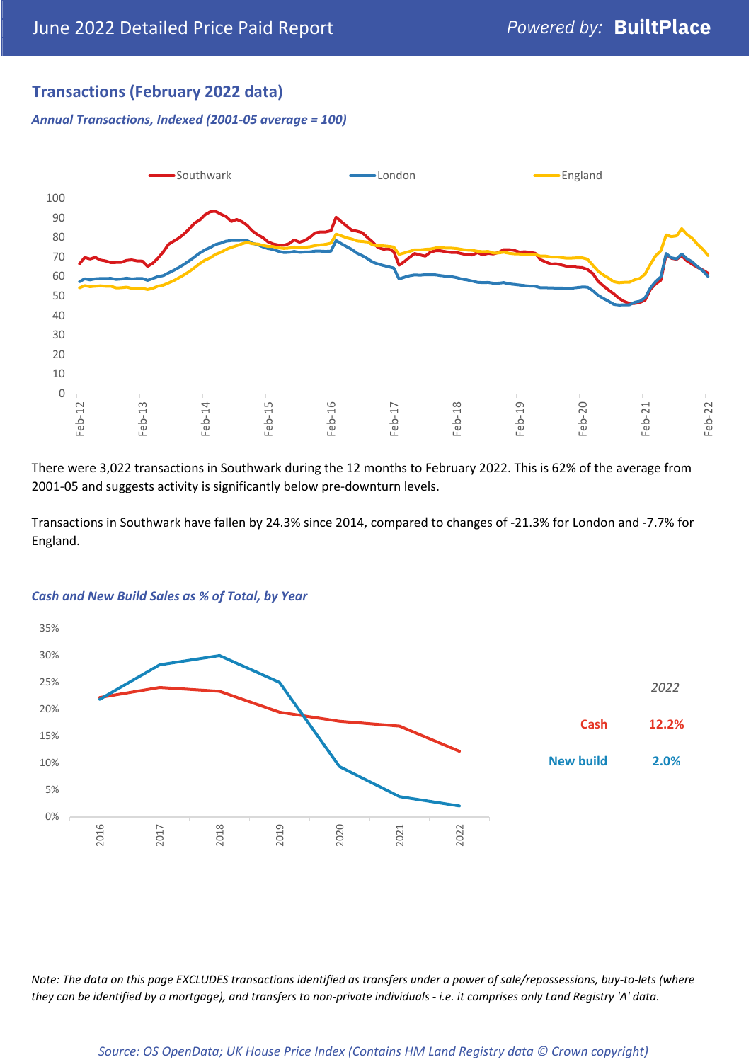# June 2022 Detailed Price Paid Report

## Transactions (February 2022 data)

***Annual Transactions, Indexed (2001-05 average = 100)***

There were 3,022 transactions in Southwark during the 12 months to February 2022. This is 62% of the average from 2001-05 and suggests activity is significantly below pre-downturn levels.

Transactions in Southwark have fallen by 24.3% since 2014, compared to changes of -21.3% for London and -7.7% for England.

***Cash and New Build Sales as % of Total, by Year***

| 2022 | |
|---|---|
| Cash | 12.2% |
| New build | 2.0% |

*Note: The data on this page EXCLUDES transactions identified as transfers under a power of sale/repossessions, buy-to-lets (where they can be identified by a mortgage), and transfers to non-private individuals - i.e. it comprises only Land Registry 'A' data.*

*Source: OS OpenData; UK House Price Index (Contains HM Land Registry data © Crown copyright)*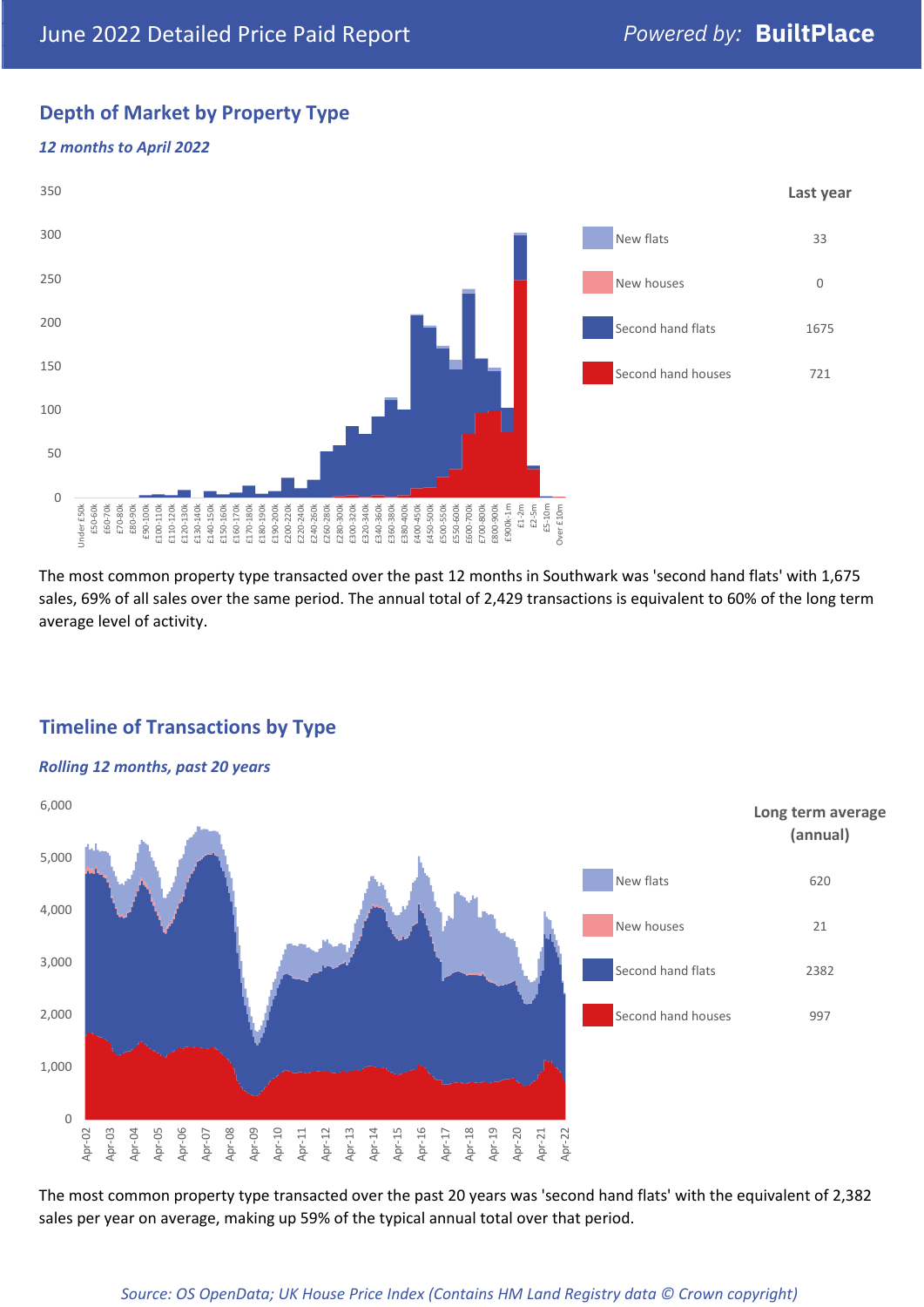June 2022 Detailed Price Paid Report

Powered by: **BuiltPlace**

## Depth of Market by Property Type

*12 months to April 2022*

350
300
250
200
150
100
50
0

Under £50k, £50-60k, £60-70k, £70-80k, £80-90k, £90-100k, £100-110k, £110-120k, £120-130k, £130-140k, £140-150k, £150-160k, £160-170k, £170-180k, £180-190k, £190-200k, £200-220k, £220-240k, £240-260k, £260-280k, £280-300k, £300-320k, £320-340k, £340-360k, £360-380k, £380-400k, £400-450k, £450-500k, £500-550k, £550-600k, £600-700k, £700-800k, £800-900k, £900k-1m, £1-2m, £2-5m, £5-10m, Over £10m

Last year

New flats 33
New houses 0
Second hand flats 1675
Second hand houses 721

The most common property type transacted over the past 12 months in Southwark was 'second hand flats' with 1,675 sales, 69% of all sales over the same period. The annual total of 2,429 transactions is equivalent to 60% of the long term average level of activity.

## Timeline of Transactions by Type

*Rolling 12 months, past 20 years*

6,000
5,000
4,000
3,000
2,000
1,000
0

Apr-02, Apr-03, Apr-04, Apr-05, Apr-06, Apr-07, Apr-08, Apr-09, Apr-10, Apr-11, Apr-12, Apr-13, Apr-14, Apr-15, Apr-16, Apr-17, Apr-18, Apr-19, Apr-20, Apr-21, Apr-22

Long term average (annual)

New flats 620
New houses 21
Second hand flats 2382
Second hand houses 997

The most common property type transacted over the past 20 years was 'second hand flats' with the equivalent of 2,382 sales per year on average, making up 59% of the typical annual total over that period.

*Source: OS OpenData; UK House Price Index (Contains HM Land Registry data © Crown copyright)*